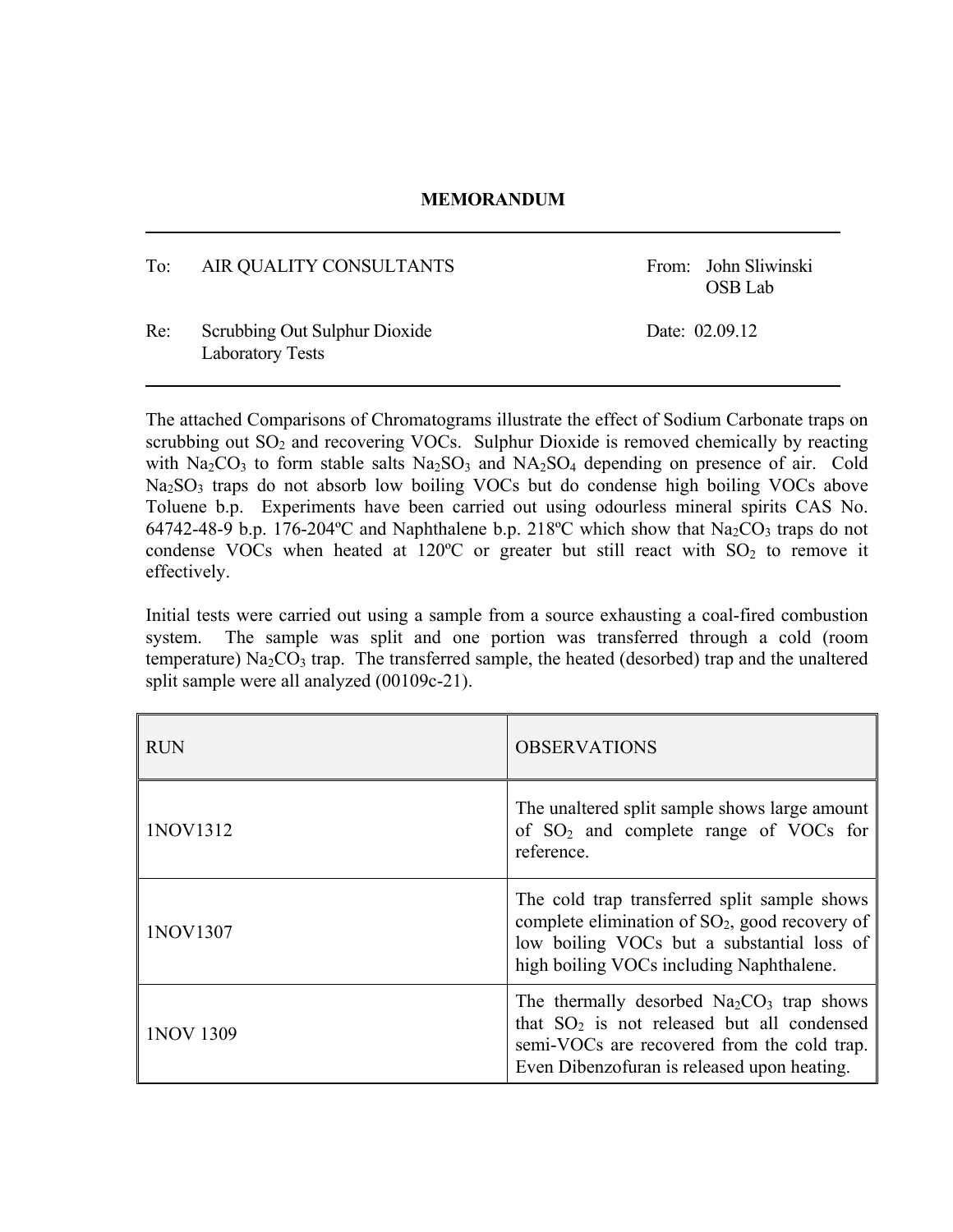# MEMORANDUM

| | | | |
|---|---|---|---|
| To: | AIR QUALITY CONSULTANTS | From: | John Sliwinski<br>OSB Lab |
| Re: | Scrubbing Out Sulphur Dioxide<br>Laboratory Tests | Date: | 02.09.12 |

The attached Comparisons of Chromatograms illustrate the effect of Sodium Carbonate traps on scrubbing out $SO_2$ and recovering VOCs. Sulphur Dioxide is removed chemically by reacting with $Na_2CO_3$ to form stable salts $Na_2SO_3$ and $NA_2SO_4$ depending on presence of air. Cold $Na_2SO_3$ traps do not absorb low boiling VOCs but do condense high boiling VOCs above Toluene b.p. Experiments have been carried out using odourless mineral spirits CAS No. 64742-48-9 b.p. 176-204ºC and Naphthalene b.p. 218ºC which show that $Na_2CO_3$ traps do not condense VOCs when heated at 120ºC or greater but still react with $SO_2$ to remove it effectively.

Initial tests were carried out using a sample from a source exhausting a coal-fired combustion system. The sample was split and one portion was transferred through a cold (room temperature) $Na_2CO_3$ trap. The transferred sample, the heated (desorbed) trap and the unaltered split sample were all analyzed (00109c-21).

| RUN | OBSERVATIONS |
|---|---|
| 1NOV1312 | The unaltered split sample shows large amount of $SO_2$ and complete range of VOCs for reference. |
| 1NOV1307 | The cold trap transferred split sample shows complete elimination of $SO_2$, good recovery of low boiling VOCs but a substantial loss of high boiling VOCs including Naphthalene. |
| 1NOV 1309 | The thermally desorbed $Na_2CO_3$ trap shows that $SO_2$ is not released but all condensed semi-VOCs are recovered from the cold trap. Even Dibenzofuran is released upon heating. |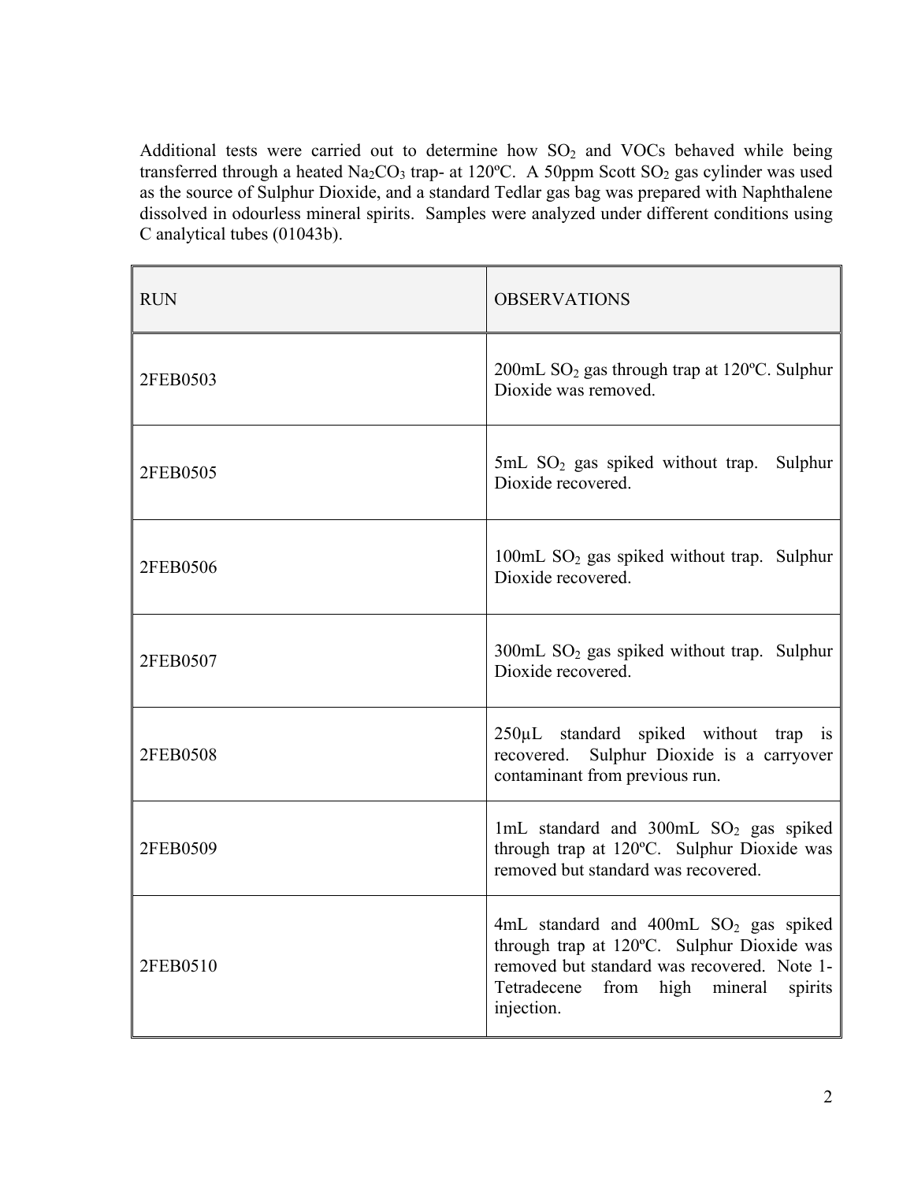Additional tests were carried out to determine how $SO_2$ and VOCs behaved while being transferred through a heated $Na_2CO_3$ trap- at 120ºC. A 50ppm Scott $SO_2$ gas cylinder was used as the source of Sulphur Dioxide, and a standard Tedlar gas bag was prepared with Naphthalene dissolved in odourless mineral spirits. Samples were analyzed under different conditions using C analytical tubes (01043b).

| RUN | OBSERVATIONS |
| --- | --- |
| 2FEB0503 | 200mL $SO_2$ gas through trap at 120ºC. Sulphur Dioxide was removed. |
| 2FEB0505 | 5mL $SO_2$ gas spiked without trap. Sulphur Dioxide recovered. |
| 2FEB0506 | 100mL $SO_2$ gas spiked without trap. Sulphur Dioxide recovered. |
| 2FEB0507 | 300mL $SO_2$ gas spiked without trap. Sulphur Dioxide recovered. |
| 2FEB0508 | 250µL standard spiked without trap is recovered. Sulphur Dioxide is a carryover contaminant from previous run. |
| 2FEB0509 | 1mL standard and 300mL $SO_2$ gas spiked through trap at 120ºC. Sulphur Dioxide was removed but standard was recovered. |
| 2FEB0510 | 4mL standard and 400mL $SO_2$ gas spiked through trap at 120ºC. Sulphur Dioxide was removed but standard was recovered. Note 1-Tetradecene from high mineral spirits injection. |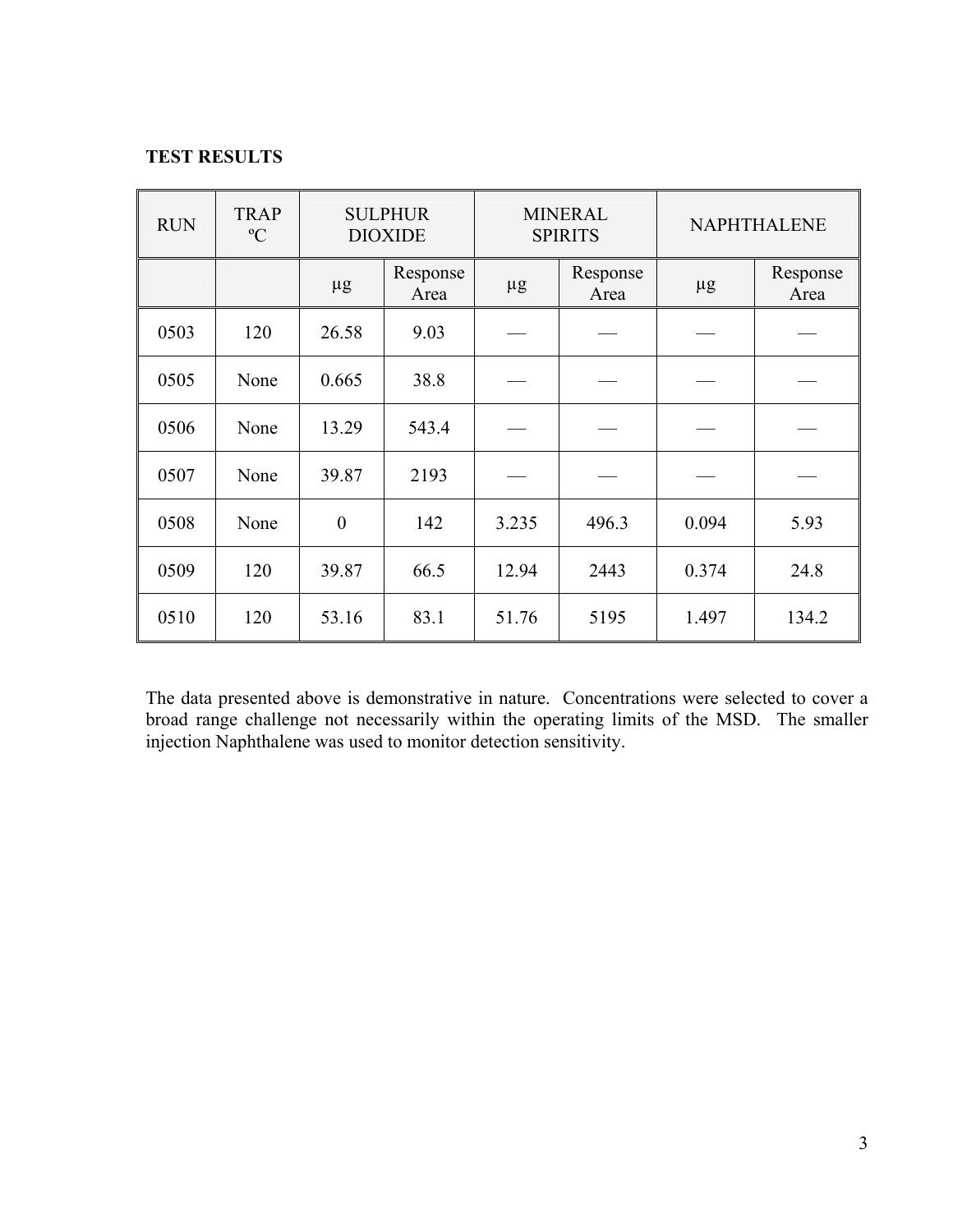**TEST RESULTS**

| RUN | TRAP ºC | SULPHUR DIOXIDE | | MINERAL SPIRITS | | NAPHTHALENE | |
|---|---|---|---|---|---|---|---|
| | | µg | Response Area | µg | Response Area | µg | Response Area |
| 0503 | 120 | 26.58 | 9.03 | — | — | — | — |
| 0505 | None | 0.665 | 38.8 | — | — | — | — |
| 0506 | None | 13.29 | 543.4 | — | — | — | — |
| 0507 | None | 39.87 | 2193 | — | — | — | — |
| 0508 | None | 0 | 142 | 3.235 | 496.3 | 0.094 | 5.93 |
| 0509 | 120 | 39.87 | 66.5 | 12.94 | 2443 | 0.374 | 24.8 |
| 0510 | 120 | 53.16 | 83.1 | 51.76 | 5195 | 1.497 | 134.2 |

The data presented above is demonstrative in nature. Concentrations were selected to cover a broad range challenge not necessarily within the operating limits of the MSD. The smaller injection Naphthalene was used to monitor detection sensitivity.